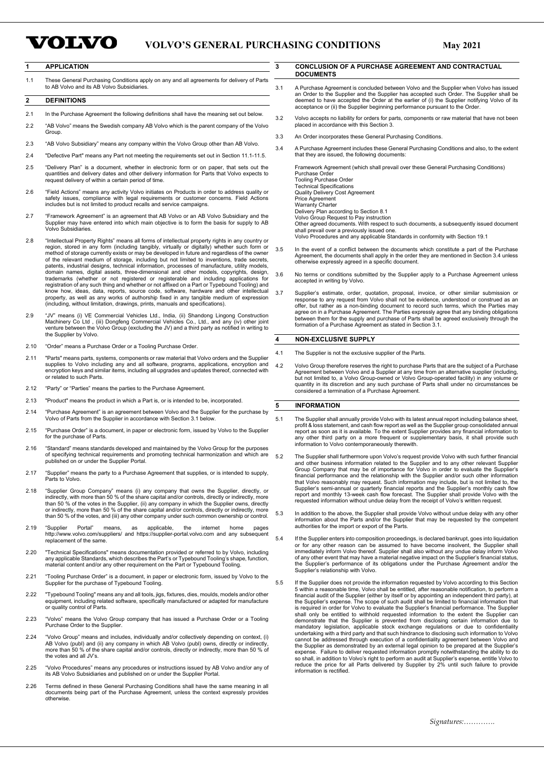# VOLVO'S GENERAL PURCHASING CONDITIONS

May 2021

## 1 APPLICATION

1.1 These General Purchasing Conditions apply on any and all agreements for delivery of Parts to AB Volvo and its AB Volvo Subsidiaries.

## 2 DEFINITIONS

2.1 In the Purchase Agreement the following definitions shall have the meaning set out below.

2.2 "AB Volvo" means the Swedish company AB Volvo which is the parent company of the Volvo Group.

2.3 "AB Volvo Subsidiary" means any company within the Volvo Group other than AB Volvo.

2.4 "Defective Part" means any Part not meeting the requirements set out in Section 11.1-11.5.

2.5 "Delivery Plan" is a document, whether in electronic form or on paper, that sets out the quantities and delivery dates and other delivery information for Parts that Volvo expects to request delivery of within a certain period of time.

2.6 "Field Actions" means any activity Volvo initiates on Products in order to address quality or safety issues, compliance with legal requirements or customer concerns. Field Actions includes but is not limited to product recalls and service campaigns.

2.7 "Framework Agreement" is an agreement that AB Volvo or an AB Volvo Subsidiary and the Supplier may have entered into which main objective is to form the basis for supply to AB Volvo Subsidiaries.

2.8 "Intellectual Property Rights" means all forms of intellectual property rights in any country or region, stored in any form (including tangibly, virtually or digitally) whether such form or method of storage currently exists or may be developed in future and regardless of the owner of the relevant medium of storage, including but not limited to, inventions, trade secrets, patents, industrial designs, technical information, processes of manufacture, utility models, domain names, digital assets, three-dimensional and other models, copyrights, design, trademarks (whether or not registered or registerable and including applications for registration of any such thing and whether or not affixed on a Part or Typebound Tooling) and know how, ideas, data, reports, source code, software, hardware and other intellectual property, as well as any works of authorship fixed in any tangible medium of expression (including, without limitation, drawings, prints, manuals and specifications).

2.9 "JV" means (i) VE Commercial Vehicles Ltd., India, (ii) Shandong Lingong Construction Machinery Co Ltd , (iii) Dongfeng Commercial Vehicles Co., Ltd., and any (iv) other joint venture between the Volvo Group (excluding the JV) and a third party as notified in writing to the Supplier by Volvo.

2.10 "Order" means a Purchase Order or a Tooling Purchase Order.

2.11 "Parts" means parts, systems, components or raw material that Volvo orders and the Supplier supplies to Volvo including any and all software, programs, applications, encryption and encryption keys and similar items, including all upgrades and updates thereof, connected with or related to such Parts.

2.12 "Party" or "Parties" means the parties to the Purchase Agreement.

2.13 "Product" means the product in which a Part is, or is intended to be, incorporated.

2.14 "Purchase Agreement" is an agreement between Volvo and the Supplier for the purchase by Volvo of Parts from the Supplier in accordance with Section 3.1 below.

2.15 "Purchase Order" is a document, in paper or electronic form, issued by Volvo to the Supplier for the purchase of Parts.

2.16 "Standard" means standards developed and maintained by the Volvo Group for the purposes of specifying technical requirements and promoting technical harmonization and which are published on or under the Supplier Portal.

2.17 "Supplier" means the party to a Purchase Agreement that supplies, or is intended to supply, Parts to Volvo.

2.18 "Supplier Group Company" means (i) any company that owns the Supplier, directly, or indirectly, with more than 50 % of the share capital and/or controls, directly or indirectly, more than 50 % of the votes in the Supplier, (ii) any company in which the Supplier owns, directly or indirectly, more than 50 % of the share capital and/or controls, directly or indirectly, more than 50 % of the votes, and (iii) any other company under such common ownership or control.

2.19 "Supplier Portal" means, as applicable, the internet home pages http://www.volvo.com/suppliers/ and https://supplier-portal.volvo.com and any subsequent replacement of the same.

2.20 "Technical Specifications" means documentation provided or referred to by Volvo, including any applicable Standards, which describes the Part's or Typebound Tooling's shape, function, material content and/or any other requirement on the Part or Typebound Tooling.

2.21 "Tooling Purchase Order" is a document, in paper or electronic form, issued by Volvo to the Supplier for the purchase of Typebound Tooling.

2.22 "Typebound Tooling" means any and all tools, jigs, fixtures, dies, moulds, models and/or other equipment, including related software, specifically manufactured or adapted for manufacture or quality control of Parts.

2.23 "Volvo" means the Volvo Group company that has issued a Purchase Order or a Tooling Purchase Order to the Supplier.

2.24 "Volvo Group" means and includes, individually and/or collectively depending on context, (i) AB Volvo (publ) and (ii) any company in which AB Volvo (publ) owns, directly or indirectly, more than 50 % of the share capital and/or controls, directly or indirectly, more than 50 % of the votes and all JV's.

2.25 "Volvo Procedures" means any procedures or instructions issued by AB Volvo and/or any of its AB Volvo Subsidiaries and published on or under the Supplier Portal.

2.26 Terms defined in these General Purchasing Conditions shall have the same meaning in all documents being part of the Purchase Agreement, unless the context expressly provides otherwise.

## 3 CONCLUSION OF A PURCHASE AGREEMENT AND CONTRACTUAL DOCUMENTS

3.1 A Purchase Agreement is concluded between Volvo and the Supplier when Volvo has issued an Order to the Supplier and the Supplier has accepted such Order. The Supplier shall be deemed to have accepted the Order at the earlier of (i) the Supplier notifying Volvo of its acceptance or (ii) the Supplier beginning performance pursuant to the Order.

3.2 Volvo accepts no liability for orders for parts, components or raw material that have not been placed in accordance with this Section 3.

3.3 An Order incorporates these General Purchasing Conditions.

3.4 A Purchase Agreement includes these General Purchasing Conditions and also, to the extent that they are issued, the following documents:

Framework Agreement (which shall prevail over these General Purchasing Conditions)
Purchase Order
Tooling Purchase Order
Technical Specifications
Quality Delivery Cost Agreement
Price Agreement
Warranty Charter
Delivery Plan according to Section 8.1
Volvo Group Request to Pay instruction
Other agreed documents. With respect to such documents, a subsequently issued document shall prevail over a previously issued one.
Volvo Procedures and any applicable Standards in conformity with Section 19.1

3.5 In the event of a conflict between the documents which constitute a part of the Purchase Agreement, the documents shall apply in the order they are mentioned in Section 3.4 unless otherwise expressly agreed in a specific document.

3.6 No terms or conditions submitted by the Supplier apply to a Purchase Agreement unless accepted in writing by Volvo.

3.7 Supplier's estimate, order, quotation, proposal, invoice, or other similar submission or response to any request from Volvo shall not be evidence, understood or construed as an offer, but rather as a non-binding document to record such terms, which the Parties may agree on in a Purchase Agreement. The Parties expressly agree that any binding obligations between them for the supply and purchase of Parts shall be agreed exclusively through the formation of a Purchase Agreement as stated in Section 3.1.

## 4 NON-EXCLUSIVE SUPPLY

4.1 The Supplier is not the exclusive supplier of the Parts.

4.2 Volvo Group therefore reserves the right to purchase Parts that are the subject of a Purchase Agreement between Volvo and a Supplier at any time from an alternative supplier (including, but not limited to, a Volvo Group-owned or Volvo Group-operated facility) in any volume or quantity in its discretion and any such purchase of Parts shall under no circumstances be considered a termination of a Purchase Agreement.

## 5 INFORMATION

5.1 The Supplier shall annually provide Volvo with its latest annual report including balance sheet, profit & loss statement, and cash flow report as well as the Supplier group consolidated annual report as soon as it is available. To the extent Supplier provides any financial information to any other third party on a more frequent or supplementary basis, it shall provide such information to Volvo contemporaneously therewith.

5.2 The Supplier shall furthermore upon Volvo's request provide Volvo with such further financial and other business information related to the Supplier and to any other relevant Supplier Group Company that may be of importance for Volvo in order to evaluate the Supplier's financial performance and the relationship with the Supplier and/or such other information that Volvo reasonably may request. Such information may include, but is not limited to, the Supplier's semi-annual or quarterly financial reports and the Supplier's monthly cash flow report and monthly 13-week cash flow forecast. The Supplier shall provide Volvo with the requested information without undue delay from the receipt of Volvo's written request.

5.3 In addition to the above, the Supplier shall provide Volvo without undue delay with any other information about the Parts and/or the Supplier that may be requested by the competent authorities for the import or export of the Parts.

5.4 If the Supplier enters into composition proceedings, is declared bankrupt, goes into liquidation or for any other reason can be assumed to have become insolvent, the Supplier shall immediately inform Volvo thereof. Supplier shall also without any undue delay inform Volvo of any other event that may have a material negative impact on the Supplier's financial status, the Supplier's performance of its obligations under the Purchase Agreement and/or the Supplier's relationship with Volvo.

5.5 If the Supplier does not provide the information requested by Volvo according to this Section 5 within a reasonable time, Volvo shall be entitled, after reasonable notification, to perform a financial audit of the Supplier (either by itself or by appointing an independent third party), at the Supplier's expense. The scope of such audit shall be limited to financial information that is required in order for Volvo to evaluate the Supplier's financial performance. The Supplier shall only be entitled to withhold requested information to the extent the Supplier can demonstrate that the Supplier is prevented from disclosing certain information due to mandatory legislation, applicable stock exchange regulations or due to confidentiality undertaking with a third party and that such hindrance to disclosing such information to Volvo cannot be addressed through execution of a confidentiality agreement between Volvo and the Supplier as demonstrated by an external legal opinion to be prepared at the Supplier's expense. Failure to deliver requested information promptly notwithstanding the ability to do so shall, in addition to Volvo's right to perform an audit at Supplier's expense, entitle Volvo to reduce the price for all Parts delivered by Supplier by 2% until such failure to provide information is rectified.

Signatures:………….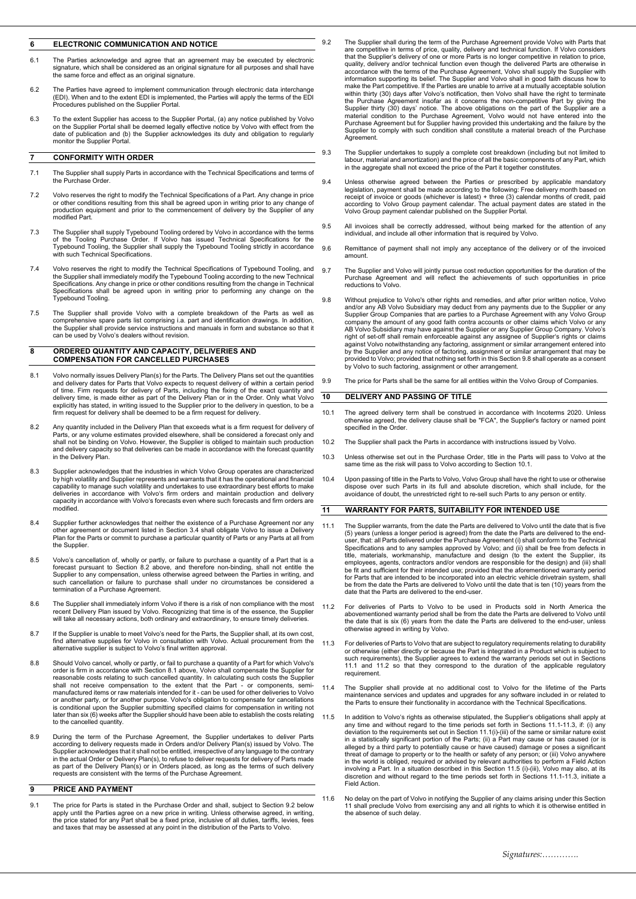## 6 ELECTRONIC COMMUNICATION AND NOTICE

6.1 The Parties acknowledge and agree that an agreement may be executed by electronic signature, which shall be considered as an original signature for all purposes and shall have the same force and effect as an original signature.

6.2 The Parties have agreed to implement communication through electronic data interchange (EDI). When and to the extent EDI is implemented, the Parties will apply the terms of the EDI Procedures published on the Supplier Portal.

6.3 To the extent Supplier has access to the Supplier Portal, (a) any notice published by Volvo on the Supplier Portal shall be deemed legally effective notice by Volvo with effect from the date of publication and (b) the Supplier acknowledges its duty and obligation to regularly monitor the Supplier Portal.

## 7 CONFORMITY WITH ORDER

7.1 The Supplier shall supply Parts in accordance with the Technical Specifications and terms of the Purchase Order.

7.2 Volvo reserves the right to modify the Technical Specifications of a Part. Any change in price or other conditions resulting from this shall be agreed upon in writing prior to any change of production equipment and prior to the commencement of delivery by the Supplier of any modified Part.

7.3 The Supplier shall supply Typebound Tooling ordered by Volvo in accordance with the terms of the Tooling Purchase Order. If Volvo has issued Technical Specifications for the Typebound Tooling, the Supplier shall supply the Typebound Tooling strictly in accordance with such Technical Specifications.

7.4 Volvo reserves the right to modify the Technical Specifications of Typebound Tooling, and the Supplier shall immediately modify the Typebound Tooling according to the new Technical Specifications. Any change in price or other conditions resulting from the change in Technical Specifications shall be agreed upon in writing prior to performing any change on the Typebound Tooling.

7.5 The Supplier shall provide Volvo with a complete breakdown of the Parts as well as comprehensive spare parts list comprising i.a. part and identification drawings. In addition, the Supplier shall provide service instructions and manuals in form and substance so that it can be used by Volvo's dealers without revision.

## 8 ORDERED QUANTITY AND CAPACITY, DELIVERIES AND COMPENSATION FOR CANCELLED PURCHASES

8.1 Volvo normally issues Delivery Plan(s) for the Parts. The Delivery Plans set out the quantities and delivery dates for Parts that Volvo expects to request delivery of within a certain period of time. Firm requests for delivery of Parts, including the fixing of the exact quantity and delivery time, is made either as part of the Delivery Plan or in the Order. Only what Volvo explicitly has stated, in writing issued to the Supplier prior to the delivery in question, to be a firm request for delivery shall be deemed to be a firm request for delivery.

8.2 Any quantity included in the Delivery Plan that exceeds what is a firm request for delivery of Parts, or any volume estimates provided elsewhere, shall be considered a forecast only and shall not be binding on Volvo. However, the Supplier is obliged to maintain such production and delivery capacity so that deliveries can be made in accordance with the forecast quantity in the Delivery Plan.

8.3 Supplier acknowledges that the industries in which Volvo Group operates are characterized by high volatility and Supplier represents and warrants that it has the operational and financial capability to manage such volatility and undertakes to use extraordinary best efforts to make deliveries in accordance with Volvo's firm orders and maintain production and delivery capacity in accordance with Volvo's forecasts even where such forecasts and firm orders are modified.

8.4 Supplier further acknowledges that neither the existence of a Purchase Agreement nor any other agreement or document listed in Section 3.4 shall obligate Volvo to issue a Delivery Plan for the Parts or commit to purchase a particular quantity of Parts or any Parts at all from the Supplier.

8.5 Volvo's cancellation of, wholly or partly, or failure to purchase a quantity of a Part that is a forecast pursuant to Section 8.2 above, and therefore non-binding, shall not entitle the Supplier to any compensation, unless otherwise agreed between the Parties in writing, and such cancellation or failure to purchase shall under no circumstances be considered a termination of a Purchase Agreement.

8.6 The Supplier shall immediately inform Volvo if there is a risk of non compliance with the most recent Delivery Plan issued by Volvo. Recognizing that time is of the essence, the Supplier will take all necessary actions, both ordinary and extraordinary, to ensure timely deliveries.

8.7 If the Supplier is unable to meet Volvo's need for the Parts, the Supplier shall, at its own cost, find alternative supplies for Volvo in consultation with Volvo. Actual procurement from the alternative supplier is subject to Volvo's final written approval.

8.8 Should Volvo cancel, wholly or partly, or fail to purchase a quantity of a Part for which Volvo's order is firm in accordance with Section 8.1 above, Volvo shall compensate the Supplier for reasonable costs relating to such cancelled quantity. In calculating such costs the Supplier shall not receive compensation to the extent that the Part - or components, semi-manufactured items or raw materials intended for it - can be used for other deliveries to Volvo or another party, or for another purpose. Volvo's obligation to compensate for cancellations is conditional upon the Supplier submitting specified claims for compensation in writing not later than six (6) weeks after the Supplier should have been able to establish the costs relating to the cancelled quantity.

8.9 During the term of the Purchase Agreement, the Supplier undertakes to deliver Parts according to delivery requests made in Orders and/or Delivery Plan(s) issued by Volvo. The Supplier acknowledges that it shall not be entitled, irrespective of any language to the contrary in the actual Order or Delivery Plan(s), to refuse to deliver requests for delivery of Parts made as part of the Delivery Plan(s) or in Orders placed, as long as the terms of such delivery requests are consistent with the terms of the Purchase Agreement.

## 9 PRICE AND PAYMENT

9.1 The price for Parts is stated in the Purchase Order and shall, subject to Section 9.2 below apply until the Parties agree on a new price in writing. Unless otherwise agreed, in writing, the price stated for any Part shall be a fixed price, inclusive of all duties, tariffs, levies, fees and taxes that may be assessed at any point in the distribution of the Parts to Volvo.

9.2 The Supplier shall during the term of the Purchase Agreement provide Volvo with Parts that are competitive in terms of price, quality, delivery and technical function. If Volvo considers that the Supplier's delivery of one or more Parts is no longer competitive in relation to price, quality, delivery and/or technical function even though the delivered Parts are otherwise in accordance with the terms of the Purchase Agreement, Volvo shall supply the Supplier with information supporting its belief. The Supplier and Volvo shall in good faith discuss how to make the Part competitive. If the Parties are unable to arrive at a mutually acceptable solution within thirty (30) days after Volvo's notification, then Volvo shall have the right to terminate the Purchase Agreement insofar as it concerns the non-competitive Part by giving the Supplier thirty (30) days' notice. The above obligations on the part of the Supplier are a material condition to the Purchase Agreement, Volvo would not have entered into the Purchase Agreement but for Supplier having provided this undertaking and the failure by the Supplier to comply with such condition shall constitute a material breach of the Purchase Agreement.

9.3 The Supplier undertakes to supply a complete cost breakdown (including but not limited to labour, material and amortization) and the price of all the basic components of any Part, which in the aggregate shall not exceed the price of the Part it together constitutes.

9.4 Unless otherwise agreed between the Parties or prescribed by applicable mandatory legislation, payment shall be made according to the following: Free delivery month based on receipt of invoice or goods (whichever is latest) + three (3) calendar months of credit, paid according to Volvo Group payment calendar. The actual payment dates are stated in the Volvo Group payment calendar published on the Supplier Portal.

9.5 All invoices shall be correctly addressed, without being marked for the attention of any individual, and include all other information that is required by Volvo.

9.6 Remittance of payment shall not imply any acceptance of the delivery or of the invoiced amount.

9.7 The Supplier and Volvo will jointly pursue cost reduction opportunities for the duration of the Purchase Agreement and will reflect the achievements of such opportunities in price reductions to Volvo.

9.8 Without prejudice to Volvo's other rights and remedies, and after prior written notice, Volvo and/or any AB Volvo Subsidiary may deduct from any payments due to the Supplier or any Supplier Group Companies that are parties to a Purchase Agreement with any Volvo Group company the amount of any good faith contra accounts or other claims which Volvo or any AB Volvo Subsidiary may have against the Supplier or any Supplier Group Company. Volvo's right of set-off shall remain enforceable against any assignee of Supplier's rights or claims against Volvo notwithstanding any factoring, assignment or similar arrangement entered into by the Supplier and any notice of factoring, assignment or similar arrangement that may be provided to Volvo; provided that nothing set forth in this Section 9.8 shall operate as a consent by Volvo to such factoring, assignment or other arrangement.

9.9 The price for Parts shall be the same for all entities within the Volvo Group of Companies.

## 10 DELIVERY AND PASSING OF TITLE

10.1 The agreed delivery term shall be construed in accordance with Incoterms 2020. Unless otherwise agreed, the delivery clause shall be "FCA", the Supplier's factory or named point specified in the Order.

10.2 The Supplier shall pack the Parts in accordance with instructions issued by Volvo.

10.3 Unless otherwise set out in the Purchase Order, title in the Parts will pass to Volvo at the same time as the risk will pass to Volvo according to Section 10.1.

10.4 Upon passing of title in the Parts to Volvo, Volvo Group shall have the right to use or otherwise dispose over such Parts in its full and absolute discretion, which shall include, for the avoidance of doubt, the unrestricted right to re-sell such Parts to any person or entity.

## 11 WARRANTY FOR PARTS, SUITABILITY FOR INTENDED USE

11.1 The Supplier warrants, from the date the Parts are delivered to Volvo until the date that is five (5) years (unless a longer period is agreed) from the date the Parts are delivered to the end-user, that: all Parts delivered under the Purchase Agreement (i) shall conform to the Technical Specifications and to any samples approved by Volvo; and (ii) shall be free from defects in title, materials, workmanship, manufacture and design (to the extent the Supplier, its employees, agents, contractors and/or vendors are responsible for the design) and (iii) shall be fit and sufficient for their intended use; provided that the aforementioned warranty period for Parts that are intended to be incorporated into an electric vehicle drivetrain system, shall be from the date the Parts are delivered to Volvo until the date that is ten (10) years from the date that the Parts are delivered to the end-user.

11.2 For deliveries of Parts to Volvo to be used in Products sold in North America the abovementioned warranty period shall be from the date the Parts are delivered to Volvo until the date that is six (6) years from the date the Parts are delivered to the end-user, unless otherwise agreed in writing by Volvo.

11.3 For deliveries of Parts to Volvo that are subject to regulatory requirements relating to durability or otherwise (either directly or because the Part is integrated in a Product which is subject to such requirements), the Supplier agrees to extend the warranty periods set out in Sections 11.1 and 11.2 so that they correspond to the duration of the applicable regulatory requirement.

11.4 The Supplier shall provide at no additional cost to Volvo for the lifetime of the Parts maintenance services and updates and upgrades for any software included in or related to the Parts to ensure their functionality in accordance with the Technical Specifications.

11.5 In addition to Volvo's rights as otherwise stipulated, the Supplier's obligations shall apply at any time and without regard to the time periods set forth in Sections 11.1-11.3, if: (i) any deviation to the requirements set out in Section 11.1(i)-(iii) of the same or similar nature exist in a statistically significant portion of the Parts; (ii) a Part may cause or has caused (or is alleged by a third party to potentially cause or have caused) damage or poses a significant threat of damage to property or to the health or safety of any person; or (iii) Volvo anywhere in the world is obliged, required or advised by relevant authorities to perform a Field Action involving a Part. In a situation described in this Section 11.5 (i)-(iii), Volvo may also, at its discretion and without regard to the time periods set forth in Sections 11.1-11.3, initiate a Field Action.

11.6 No delay on the part of Volvo in notifying the Supplier of any claims arising under this Section 11 shall preclude Volvo from exercising any and all rights to which it is otherwise entitled in the absence of such delay.

*Signatures:………….*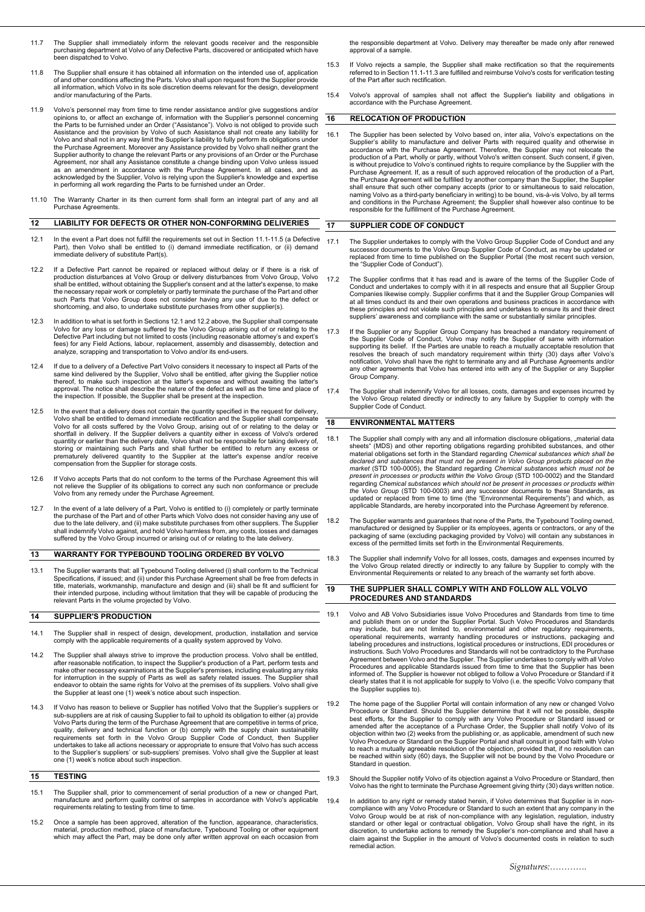11.7 The Supplier shall immediately inform the relevant goods receiver and the responsible purchasing department at Volvo of any Defective Parts, discovered or anticipated which have been dispatched to Volvo.

11.8 The Supplier shall ensure it has obtained all information on the intended use of, application of and other conditions affecting the Parts. Volvo shall upon request from the Supplier provide all information, which Volvo in its sole discretion deems relevant for the design, development and/or manufacturing of the Parts.

11.9 Volvo's personnel may from time to time render assistance and/or give suggestions and/or opinions to, or affect an exchange of, information with the Supplier's personnel concerning the Parts to be furnished under an Order ("Assistance"). Volvo is not obliged to provide such Assistance and the provision by Volvo of such Assistance shall not create any liability for Volvo and shall not in any way limit the Supplier's liability to fully perform its obligations under the Purchase Agreement. Moreover any Assistance provided by Volvo shall neither grant the Supplier authority to change the relevant Parts or any provisions of an Order or the Purchase Agreement, nor shall any Assistance constitute a change binding upon Volvo unless issued as an amendment in accordance with the Purchase Agreement. In all cases, and as acknowledged by the Supplier, Volvo is relying upon the Supplier's knowledge and expertise in performing all work regarding the Parts to be furnished under an Order.

11.10 The Warranty Charter in its then current form shall form an integral part of any and all Purchase Agreements.

## 12 LIABILITY FOR DEFECTS OR OTHER NON-CONFORMING DELIVERIES

12.1 In the event a Part does not fulfill the requirements set out in Section 11.1-11.5 (a Defective Part), then Volvo shall be entitled to (i) demand immediate rectification, or (ii) demand immediate delivery of substitute Part(s).

12.2 If a Defective Part cannot be repaired or replaced without delay or if there is a risk of production disturbances at Volvo Group or delivery disturbances from Volvo Group, Volvo shall be entitled, without obtaining the Supplier's consent and at the latter's expense, to make the necessary repair work or completely or partly terminate the purchase of the Part and other such Parts that Volvo Group does not consider having any use of due to the defect or shortcoming, and also, to undertake substitute purchases from other supplier(s).

12.3 In addition to what is set forth in Sections 12.1 and 12.2 above, the Supplier shall compensate Volvo for any loss or damage suffered by the Volvo Group arising out of or relating to the Defective Part including but not limited to costs (including reasonable attorney's and expert's fees) for any Field Actions, labour, replacement, assembly and disassembly, detection and analyze, scrapping and transportation to Volvo and/or its end-users.

12.4 If due to a delivery of a Defective Part Volvo considers it necessary to inspect all Parts of the same kind delivered by the Supplier, Volvo shall be entitled, after giving the Supplier notice thereof, to make such inspection at the latter's expense and without awaiting the latter's approval. The notice shall describe the nature of the defect as well as the time and place of the inspection. If possible, the Supplier shall be present at the inspection.

12.5 In the event that a delivery does not contain the quantity specified in the request for delivery, Volvo shall be entitled to demand immediate rectification and the Supplier shall compensate Volvo for all costs suffered by the Volvo Group, arising out of or relating to the delay or shortfall in delivery. If the Supplier delivers a quantity either in excess of Volvo's ordered quantity or earlier than the delivery date, Volvo shall not be responsible for taking delivery of, storing or maintaining such Parts and shall further be entitled to return any excess or prematurely delivered quantity to the Supplier at the latter's expense and/or receive compensation from the Supplier for storage costs.

12.6 If Volvo accepts Parts that do not conform to the terms of the Purchase Agreement this will not relieve the Supplier of its obligations to correct any such non conformance or preclude Volvo from any remedy under the Purchase Agreement.

12.7 In the event of a late delivery of a Part, Volvo is entitled to (i) completely or partly terminate the purchase of the Part and of other Parts which Volvo does not consider having any use of due to the late delivery, and (ii) make substitute purchases from other suppliers. The Supplier shall indemnify Volvo against, and hold Volvo harmless from, any costs, losses and damages suffered by the Volvo Group incurred or arising out of or relating to the late delivery.

## 13 WARRANTY FOR TYPEBOUND TOOLING ORDERED BY VOLVO

13.1 The Supplier warrants that: all Typebound Tooling delivered (i) shall conform to the Technical Specifications, if issued; and (ii) under this Purchase Agreement shall be free from defects in title, materials, workmanship, manufacture and design and (iii) shall be fit and sufficient for their intended purpose, including without limitation that they will be capable of producing the relevant Parts in the volume projected by Volvo.

## 14 SUPPLIER'S PRODUCTION

14.1 The Supplier shall in respect of design, development, production, installation and service comply with the applicable requirements of a quality system approved by Volvo.

14.2 The Supplier shall always strive to improve the production process. Volvo shall be entitled, after reasonable notification, to inspect the Supplier's production of a Part, perform tests and make other necessary examinations at the Supplier's premises, including evaluating any risks for interruption in the supply of Parts as well as safety related issues. The Supplier shall endeavor to obtain the same rights for Volvo at the premises of its suppliers. Volvo shall give the Supplier at least one (1) week's notice about such inspection.

14.3 If Volvo has reason to believe or Supplier has notified Volvo that the Supplier's suppliers or sub-suppliers are at risk of causing Supplier to fail to uphold its obligation to either (a) provide Volvo Parts during the term of the Purchase Agreement that are competitive in terms of price, quality, delivery and technical function or (b) comply with the supply chain sustainability requirements set forth in the Volvo Group Supplier Code of Conduct, then Supplier undertakes to take all actions necessary or appropriate to ensure that Volvo has such access to the Supplier's suppliers' or sub-suppliers' premises. Volvo shall give the Supplier at least one (1) week's notice about such inspection.

## 15 TESTING

15.1 The Supplier shall, prior to commencement of serial production of a new or changed Part, manufacture and perform quality control of samples in accordance with Volvo's applicable requirements relating to testing from time to time.

15.2 Once a sample has been approved, alteration of the function, appearance, characteristics, material, production method, place of manufacture, Typebound Tooling or other equipment which may affect the Part, may be done only after written approval on each occasion from the responsible department at Volvo. Delivery may thereafter be made only after renewed approval of a sample.

15.3 If Volvo rejects a sample, the Supplier shall make rectification so that the requirements referred to in Section 11.1-11.3 are fulfilled and reimburse Volvo's costs for verification testing of the Part after such rectification.

15.4 Volvo's approval of samples shall not affect the Supplier's liability and obligations in accordance with the Purchase Agreement.

## 16 RELOCATION OF PRODUCTION

16.1 The Supplier has been selected by Volvo based on, inter alia, Volvo's expectations on the Supplier's ability to manufacture and deliver Parts with required quality and otherwise in accordance with the Purchase Agreement. Therefore, the Supplier may not relocate the production of a Part, wholly or partly, without Volvo's written consent. Such consent, if given, is without prejudice to Volvo's continued rights to require compliance by the Supplier with the Purchase Agreement. If, as a result of such approved relocation of the production of a Part, the Purchase Agreement will be fulfilled by another company than the Supplier, the Supplier shall ensure that such other company accepts (prior to or simultaneous to said relocation, naming Volvo as a third-party beneficiary in writing) to be bound, vis-à-vis Volvo, by all terms and conditions in the Purchase Agreement; the Supplier shall however also continue to be responsible for the fulfillment of the Purchase Agreement.

## 17 SUPPLIER CODE OF CONDUCT

17.1 The Supplier undertakes to comply with the Volvo Group Supplier Code of Conduct and any successor documents to the Volvo Group Supplier Code of Conduct, as may be updated or replaced from time to time published on the Supplier Portal (the most recent such version, the "Supplier Code of Conduct").

17.2 The Supplier confirms that it has read and is aware of the terms of the Supplier Code of Conduct and undertakes to comply with it in all respects and ensure that all Supplier Group Companies likewise comply. Supplier confirms that it and the Supplier Group Companies will at all times conduct its and their own operations and business practices in accordance with these principles and not violate such principles and undertakes to ensure its and their direct suppliers' awareness and compliance with the same or substantially similar principles.

17.3 If the Supplier or any Supplier Group Company has breached a mandatory requirement of the Supplier Code of Conduct, Volvo may notify the Supplier of same with information supporting its belief. If the Parties are unable to reach a mutually acceptable resolution that resolves the breach of such mandatory requirement within thirty (30) days after Volvo's notification, Volvo shall have the right to terminate any and all Purchase Agreements and/or any other agreements that Volvo has entered into with any of the Supplier or any Supplier Group Company.

17.4 The Supplier shall indemnify Volvo for all losses, costs, damages and expenses incurred by the Volvo Group related directly or indirectly to any failure by Supplier to comply with the Supplier Code of Conduct.

## 18 ENVIRONMENTAL MATTERS

18.1 The Supplier shall comply with any and all information disclosure obligations, „material data sheets" (MDS) and other reporting obligations regarding prohibited substances, and other material obligations set forth in the Standard regarding *Chemical substances which shall be declared and substances that must not be present in Volvo Group products placed on the market* (STD 100-0005), the Standard regarding *Chemical substances which must not be present in processes or products within the Volvo Group* (STD 100-0002) and the Standard regarding *Chemical substances which should not be present in processes or products within the Volvo Group* (STD 100-0003) and any successor documents to these Standards, as updated or replaced from time to time (the "Environmental Requirements") and which, as applicable Standards, are hereby incorporated into the Purchase Agreement by reference.

18.2 The Supplier warrants and guarantees that none of the Parts, the Typebound Tooling owned, manufactured or designed by Supplier or its employees, agents or contractors, or any of the packaging of same (excluding packaging provided by Volvo) will contain any substances in excess of the permitted limits set forth in the Environmental Requirements.

18.3 The Supplier shall indemnify Volvo for all losses, costs, damages and expenses incurred by the Volvo Group related directly or indirectly to any failure by Supplier to comply with the Environmental Requirements or related to any breach of the warranty set forth above.

## 19 THE SUPPLIER SHALL COMPLY WITH AND FOLLOW ALL VOLVO PROCEDURES AND STANDARDS

19.1 Volvo and AB Volvo Subsidiaries issue Volvo Procedures and Standards from time to time and publish them on or under the Supplier Portal. Such Volvo Procedures and Standards may include, but are not limited to, environmental and other regulatory requirements, operational requirements, warranty handling procedures or instructions, packaging and labeling procedures and instructions, logistical procedures or instructions, EDI procedures or instructions. Such Volvo Procedures and Standards will not be contradictory to the Purchase Agreement between Volvo and the Supplier. The Supplier undertakes to comply with all Volvo Procedures and applicable Standards issued from time to time that the Supplier has been informed of. The Supplier is however not obliged to follow a Volvo Procedure or Standard if it clearly states that it is not applicable for supply to Volvo (i.e. the specific Volvo company that the Supplier supplies to).

19.2 The home page of the Supplier Portal will contain information of any new or changed Volvo Procedure or Standard. Should the Supplier determine that it will not be possible, despite best efforts, for the Supplier to comply with any Volvo Procedure or Standard issued or amended after the acceptance of a Purchase Order, the Supplier shall notify Volvo of its objection within two (2) weeks from the publishing or, as applicable, amendment of such new Volvo Procedure or Standard on the Supplier Portal and shall consult in good faith with Volvo to reach a mutually agreeable resolution of the objection, provided that, if no resolution can be reached within sixty (60) days, the Supplier will not be bound by the Volvo Procedure or Standard in question.

19.3 Should the Supplier notify Volvo of its objection against a Volvo Procedure or Standard, then Volvo has the right to terminate the Purchase Agreement giving thirty (30) days written notice.

19.4 In addition to any right or remedy stated herein, if Volvo determines that Supplier is in non-compliance with any Volvo Procedure or Standard to such an extent that any company in the Volvo Group would be at risk of non-compliance with any legislation, regulation, industry standard or other legal or contractual obligation, Volvo Group shall have the right, in its discretion, to undertake actions to remedy the Supplier's non-compliance and shall have a claim against the Supplier in the amount of Volvo's documented costs in relation to such remedial action.

*Signatures:………….*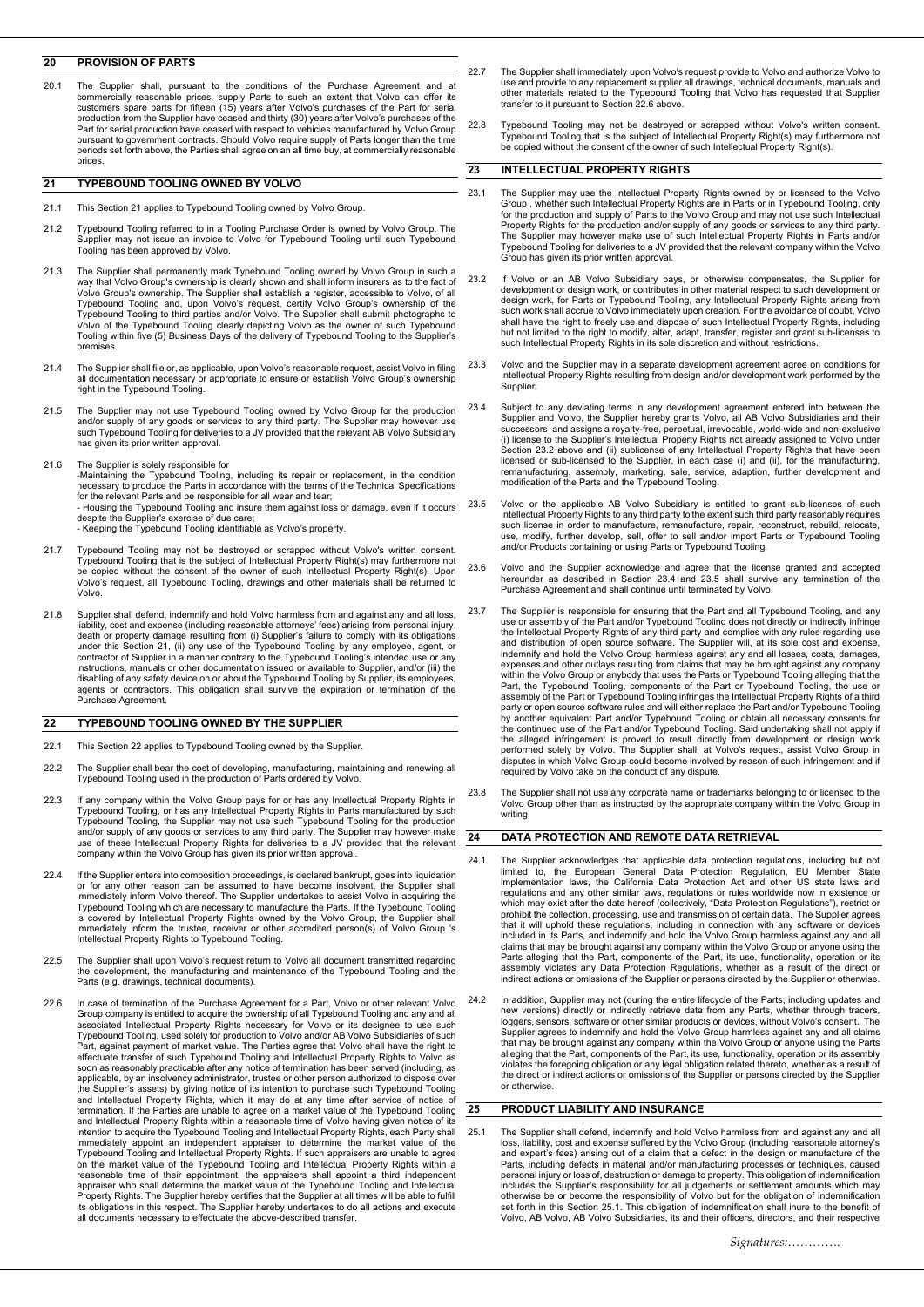## 20 PROVISION OF PARTS

20.1 The Supplier shall, pursuant to the conditions of the Purchase Agreement and at commercially reasonable prices, supply Parts to such an extent that Volvo can offer its customers spare parts for fifteen (15) years after Volvo's purchases of the Part for serial production from the Supplier have ceased and thirty (30) years after Volvo's purchases of the Part for serial production have ceased with respect to vehicles manufactured by Volvo Group pursuant to government contracts. Should Volvo require supply of Parts longer than the time periods set forth above, the Parties shall agree on an all time buy, at commercially reasonable prices.

## 21 TYPEBOUND TOOLING OWNED BY VOLVO

21.1 This Section 21 applies to Typebound Tooling owned by Volvo Group.

21.2 Typebound Tooling referred to in a Tooling Purchase Order is owned by Volvo Group. The Supplier may not issue an invoice to Volvo for Typebound Tooling until such Typebound Tooling has been approved by Volvo.

21.3 The Supplier shall permanently mark Typebound Tooling owned by Volvo Group in such a way that Volvo Group's ownership is clearly shown and shall inform insurers as to the fact of Volvo Group's ownership. The Supplier shall establish a register, accessible to Volvo, of all Typebound Tooling and, upon Volvo's request, certify Volvo Group's ownership of the Typebound Tooling to third parties and/or Volvo. The Supplier shall submit photographs to Volvo of the Typebound Tooling clearly depicting Volvo as the owner of such Typebound Tooling within five (5) Business Days of the delivery of Typebound Tooling to the Supplier's premises.

21.4 The Supplier shall file or, as applicable, upon Volvo's reasonable request, assist Volvo in filing all documentation necessary or appropriate to ensure or establish Volvo Group's ownership right in the Typebound Tooling.

21.5 The Supplier may not use Typebound Tooling owned by Volvo Group for the production and/or supply of any goods or services to any third party. The Supplier may however use such Typebound Tooling for deliveries to a JV provided that the relevant AB Volvo Subsidiary has given its prior written approval.

21.6 The Supplier is solely responsible for
- Maintaining the Typebound Tooling, including its repair or replacement, in the condition necessary to produce the Parts in accordance with the terms of the Technical Specifications for the relevant Parts and be responsible for all wear and tear;
- Housing the Typebound Tooling and insure them against loss or damage, even if it occurs despite the Supplier's exercise of due care;
- Keeping the Typebound Tooling identifiable as Volvo's property.

21.7 Typebound Tooling may not be destroyed or scrapped without Volvo's written consent. Typebound Tooling that is the subject of Intellectual Property Right(s) may furthermore not be copied without the consent of the owner of such Intellectual Property Right(s). Upon Volvo's request, all Typebound Tooling, drawings and other materials shall be returned to Volvo.

21.8 Supplier shall defend, indemnify and hold Volvo harmless from and against any and all loss, liability, cost and expense (including reasonable attorneys' fees) arising from personal injury, death or property damage resulting from (i) Supplier's failure to comply with its obligations under this Section 21, (ii) any use of the Typebound Tooling by any employee, agent, or contractor of Supplier in a manner contrary to the Typebound Tooling's intended use or any instructions, manuals or other documentation issued or available to Supplier, and/or (iii) the disabling of any safety device on or about the Typebound Tooling by Supplier, its employees, agents or contractors. This obligation shall survive the expiration or termination of the Purchase Agreement.

## 22 TYPEBOUND TOOLING OWNED BY THE SUPPLIER

22.1 This Section 22 applies to Typebound Tooling owned by the Supplier.

22.2 The Supplier shall bear the cost of developing, manufacturing, maintaining and renewing all Typebound Tooling used in the production of Parts ordered by Volvo.

22.3 If any company within the Volvo Group pays for or has any Intellectual Property Rights in Typebound Tooling, or has any Intellectual Property Rights in Parts manufactured by such Typebound Tooling, the Supplier may not use such Typebound Tooling for the production and/or supply of any goods or services to any third party. The Supplier may however make use of these Intellectual Property Rights for deliveries to a JV provided that the relevant company within the Volvo Group has given its prior written approval.

22.4 If the Supplier enters into composition proceedings, is declared bankrupt, goes into liquidation or for any other reason can be assumed to have become insolvent, the Supplier shall immediately inform Volvo thereof. The Supplier undertakes to assist Volvo in acquiring the Typebound Tooling which are necessary to manufacture the Parts. If the Typebound Tooling is covered by Intellectual Property Rights owned by the Volvo Group, the Supplier shall immediately inform the trustee, receiver or other accredited person(s) of Volvo Group 's Intellectual Property Rights to Typebound Tooling.

22.5 The Supplier shall upon Volvo's request return to Volvo all document transmitted regarding the development, the manufacturing and maintenance of the Typebound Tooling and the Parts (e.g. drawings, technical documents).

22.6 In case of termination of the Purchase Agreement for a Part, Volvo or other relevant Volvo Group company is entitled to acquire the ownership of all Typebound Tooling and any and all associated Intellectual Property Rights necessary for Volvo or its designee to use such Typebound Tooling, used solely for production to Volvo and/or AB Volvo Subsidiaries of such Part, against payment of market value. The Parties agree that Volvo shall have the right to effectuate transfer of such Typebound Tooling and Intellectual Property Rights to Volvo as soon as reasonably practicable after any notice of termination has been served (including, as applicable, by an insolvency administrator, trustee or other person authorized to dispose over the Supplier's assets) by giving notice of its intention to purchase such Typebound Tooling and Intellectual Property Rights, which it may do at any time after service of notice of termination. If the Parties are unable to agree on a market value of the Typebound Tooling and Intellectual Property Rights within a reasonable time of Volvo having given notice of its intention to acquire the Typebound Tooling and Intellectual Property Rights, each Party shall immediately appoint an independent appraiser to determine the market value of the Typebound Tooling and Intellectual Property Rights. If such appraisers are unable to agree on the market value of the Typebound Tooling and Intellectual Property Rights within a reasonable time of their appointment, the appraisers shall appoint a third independent appraiser who shall determine the market value of the Typebound Tooling and Intellectual Property Rights. The Supplier hereby certifies that the Supplier at all times will be able to fulfill its obligations in this respect. The Supplier hereby undertakes to do all actions and execute all documents necessary to effectuate the above-described transfer.

22.7 The Supplier shall immediately upon Volvo's request provide to Volvo and authorize Volvo to use and provide to any replacement supplier all drawings, technical documents, manuals and other materials related to the Typebound Tooling that Volvo has requested that Supplier transfer to it pursuant to Section 22.6 above.

22.8 Typebound Tooling may not be destroyed or scrapped without Volvo's written consent. Typebound Tooling that is the subject of Intellectual Property Right(s) may furthermore not be copied without the consent of the owner of such Intellectual Property Right(s).

## 23 INTELLECTUAL PROPERTY RIGHTS

23.1 The Supplier may use the Intellectual Property Rights owned by or licensed to the Volvo Group , whether such Intellectual Property Rights are in Parts or in Typebound Tooling, only for the production and supply of Parts to the Volvo Group and may not use such Intellectual Property Rights for the production and/or supply of any goods or services to any third party. The Supplier may however make use of such Intellectual Property Rights in Parts and/or Typebound Tooling for deliveries to a JV provided that the relevant company within the Volvo Group has given its prior written approval.

23.2 If Volvo or an AB Volvo Subsidiary pays, or otherwise compensates, the Supplier for development or design work, or contributes in other material respect to such development or design work, for Parts or Typebound Tooling, any Intellectual Property Rights arising from such work shall accrue to Volvo immediately upon creation. For the avoidance of doubt, Volvo shall have the right to freely use and dispose of such Intellectual Property Rights, including but not limited to the right to modify, alter, adapt, transfer, register and grant sub-licenses to such Intellectual Property Rights in its sole discretion and without restrictions.

23.3 Volvo and the Supplier may in a separate development agreement agree on conditions for Intellectual Property Rights resulting from design and/or development work performed by the Supplier.

23.4 Subject to any deviating terms in any development agreement entered into between the Supplier and Volvo, the Supplier hereby grants Volvo, all AB Volvo Subsidiaries and their successors and assigns a royalty-free, perpetual, irrevocable, world-wide and non-exclusive (i) license to the Supplier's Intellectual Property Rights not already assigned to Volvo under Section 23.2 above and (ii) sublicense of any Intellectual Property Rights that have been licensed or sub-licensed to the Supplier, in each case (i) and (ii), for the manufacturing, remanufacturing, assembly, marketing, sale, service, adaption, further development and modification of the Parts and the Typebound Tooling.

23.5 Volvo or the applicable AB Volvo Subsidiary is entitled to grant sub-licenses of such Intellectual Property Rights to any third party to the extent such third party reasonably requires such license in order to manufacture, remanufacture, repair, reconstruct, rebuild, relocate, use, modify, further develop, sell, offer to sell and/or import Parts or Typebound Tooling and/or Products containing or using Parts or Typebound Tooling.

23.6 Volvo and the Supplier acknowledge and agree that the license granted and accepted hereunder as described in Section 23.4 and 23.5 shall survive any termination of the Purchase Agreement and shall continue until terminated by Volvo.

23.7 The Supplier is responsible for ensuring that the Part and all Typebound Tooling, and any use or assembly of the Part and/or Typebound Tooling does not directly or indirectly infringe the Intellectual Property Rights of any third party and complies with any rules regarding use and distribution of open source software. The Supplier will, at its sole cost and expense, indemnify and hold the Volvo Group harmless against any and all losses, costs, damages, expenses and other outlays resulting from claims that may be brought against any company within the Volvo Group or anybody that uses the Parts or Typebound Tooling alleging that the Part, the Typebound Tooling, components of the Part or Typebound Tooling, the use or assembly of the Part or Typebound Tooling infringes the Intellectual Property Rights of a third party or open source software rules and will either replace the Part and/or Typebound Tooling by another equivalent Part and/or Typebound Tooling or obtain all necessary consents for the continued use of the Part and/or Typebound Tooling. Said undertaking shall not apply if the alleged infringement is proved to result directly from development or design work performed solely by Volvo. The Supplier shall, at Volvo's request, assist Volvo Group in disputes in which Volvo Group could become involved by reason of such infringement and if required by Volvo take on the conduct of any dispute.

23.8 The Supplier shall not use any corporate name or trademarks belonging to or licensed to the Volvo Group other than as instructed by the appropriate company within the Volvo Group in writing.

## 24 DATA PROTECTION AND REMOTE DATA RETRIEVAL

24.1 The Supplier acknowledges that applicable data protection regulations, including but not limited to, the European General Data Protection Regulation, EU Member State implementation laws, the California Data Protection Act and other US state laws and regulations and any other similar laws, regulations or rules worldwide now in existence or which may exist after the date hereof (collectively, "Data Protection Regulations"), restrict or prohibit the collection, processing, use and transmission of certain data. The Supplier agrees that it will uphold these regulations, including in connection with any software or devices included in its Parts, and indemnify and hold the Volvo Group harmless against any and all claims that may be brought against any company within the Volvo Group or anyone using the Parts alleging that the Part, components of the Part, its use, functionality, operation or its assembly violates any Data Protection Regulations, whether as a result of the direct or indirect actions or omissions of the Supplier or persons directed by the Supplier or otherwise.

24.2 In addition, Supplier may not (during the entire lifecycle of the Parts, including updates and new versions) directly or indirectly retrieve data from any Parts, whether through tracers, loggers, sensors, software or other similar products or devices, without Volvo's consent. The Supplier agrees to indemnify and hold the Volvo Group harmless against any and all claims that may be brought against any company within the Volvo Group or anyone using the Parts alleging that the Part, components of the Part, its use, functionality, operation or its assembly violates the foregoing obligation or any legal obligation related thereto, whether as a result of the direct or indirect actions or omissions of the Supplier or persons directed by the Supplier or otherwise.

## 25 PRODUCT LIABILITY AND INSURANCE

25.1 The Supplier shall defend, indemnify and hold Volvo harmless from and against any and all loss, liability, cost and expense suffered by the Volvo Group (including reasonable attorney's and expert's fees) arising out of a claim that a defect in the design or manufacture of the Parts, including defects in material and/or manufacturing processes or techniques, caused personal injury or loss of, destruction or damage to property. This obligation of indemnification includes the Supplier's responsibility for all judgements or settlement amounts which may otherwise be or become the responsibility of Volvo but for the obligation of indemnification set forth in this Section 25.1. This obligation of indemnification shall inure to the benefit of Volvo, AB Volvo, AB Volvo Subsidiaries, its and their officers, directors, and their respective

*Signatures:………….*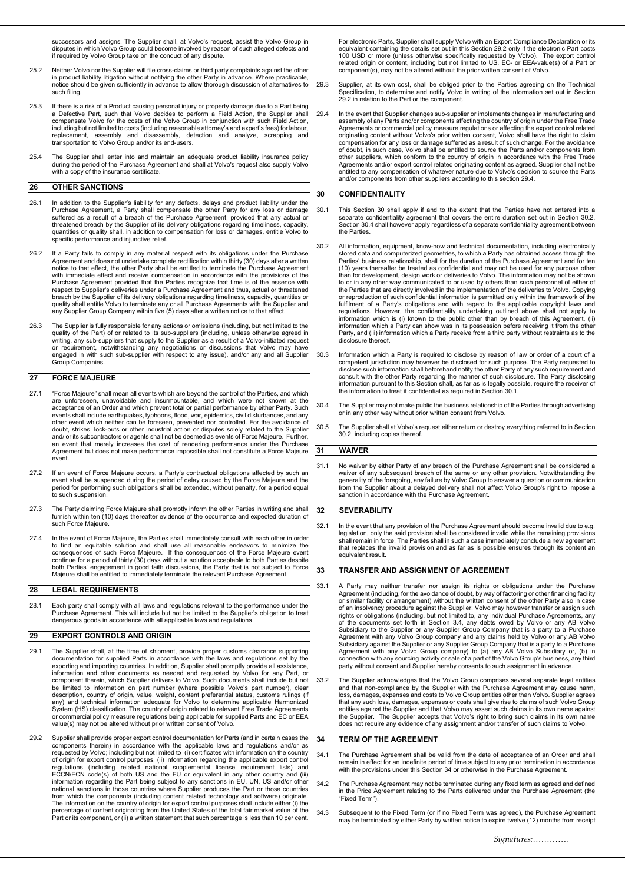successors and assigns. The Supplier shall, at Volvo's request, assist the Volvo Group in disputes in which Volvo Group could become involved by reason of such alleged defects and if required by Volvo Group take on the conduct of any dispute.

25.2 Neither Volvo nor the Supplier will file cross-claims or third party complaints against the other in product liability litigation without notifying the other Party in advance. Where practicable, notice should be given sufficiently in advance to allow thorough discussion of alternatives to such filing.

25.3 If there is a risk of a Product causing personal injury or property damage due to a Part being a Defective Part, such that Volvo decides to perform a Field Action, the Supplier shall compensate Volvo for the costs of the Volvo Group in conjunction with such Field Action, including but not limited to costs (including reasonable attorney's and expert's fees) for labour, replacement, assembly and disassembly, detection and analyze, scrapping and transportation to Volvo Group and/or its end-users.

25.4 The Supplier shall enter into and maintain an adequate product liability insurance policy during the period of the Purchase Agreement and shall at Volvo's request also supply Volvo with a copy of the insurance certificate.

## 26 OTHER SANCTIONS

26.1 In addition to the Supplier's liability for any defects, delays and product liability under the Purchase Agreement, a Party shall compensate the other Party for any loss or damage suffered as a result of a breach of the Purchase Agreement; provided that any actual or threatened breach by the Supplier of its delivery obligations regarding timeliness, capacity, quantities or quality shall, in addition to compensation for loss or damages, entitle Volvo to specific performance and injunctive relief.

26.2 If a Party fails to comply in any material respect with its obligations under the Purchase Agreement and does not undertake complete rectification within thirty (30) days after a written notice to that effect, the other Party shall be entitled to terminate the Purchase Agreement with immediate effect and receive compensation in accordance with the provisions of the Purchase Agreement provided that the Parties recognize that time is of the essence with respect to Supplier's deliveries under a Purchase Agreement and thus, actual or threatened breach by the Supplier of its delivery obligations regarding timeliness, capacity, quantities or quality shall entitle Volvo to terminate any or all Purchase Agreements with the Supplier and any Supplier Group Company within five (5) days after a written notice to that effect.

26.3 The Supplier is fully responsible for any actions or omissions (including, but not limited to the quality of the Part) of or related to its sub-suppliers (including, unless otherwise agreed in writing, any sub-suppliers that supply to the Supplier as a result of a Volvo-initiated request or requirement, notwithstanding any negotiations or discussions that Volvo may have engaged in with such sub-supplier with respect to any issue), and/or any and all Supplier Group Companies.

## 27 FORCE MAJEURE

27.1 "Force Majeure" shall mean all events which are beyond the control of the Parties, and which are unforeseen, unavoidable and insurmountable, and which were not known at the acceptance of an Order and which prevent total or partial performance by either Party. Such events shall include earthquakes, typhoons, flood, war, epidemics, civil disturbances, and any other event which neither can be foreseen, prevented nor controlled. For the avoidance of doubt, strikes, lock-outs or other industrial action or disputes solely related to the Supplier and/ or its subcontractors or agents shall not be deemed as events of Force Majeure. Further, an event that merely increases the cost of rendering performance under the Purchase Agreement but does not make performance impossible shall not constitute a Force Majeure event.

27.2 If an event of Force Majeure occurs, a Party's contractual obligations affected by such an event shall be suspended during the period of delay caused by the Force Majeure and the period for performing such obligations shall be extended, without penalty, for a period equal to such suspension.

27.3 The Party claiming Force Majeure shall promptly inform the other Parties in writing and shall furnish within ten (10) days thereafter evidence of the occurrence and expected duration of such Force Majeure.

27.4 In the event of Force Majeure, the Parties shall immediately consult with each other in order to find an equitable solution and shall use all reasonable endeavors to minimize the consequences of such Force Majeure. If the consequences of the Force Majeure event continue for a period of thirty (30) days without a solution acceptable to both Parties despite both Parties' engagement in good faith discussions, the Party that is not subject to Force Majeure shall be entitled to immediately terminate the relevant Purchase Agreement.

## 28 LEGAL REQUIREMENTS

28.1 Each party shall comply with all laws and regulations relevant to the performance under the Purchase Agreement. This will include but not be limited to the Supplier's obligation to treat dangerous goods in accordance with all applicable laws and regulations.

## 29 EXPORT CONTROLS AND ORIGIN

29.1 The Supplier shall, at the time of shipment, provide proper customs clearance supporting documentation for supplied Parts in accordance with the laws and regulations set by the exporting and importing countries. In addition, Supplier shall promptly provide all assistance, information and other documents as needed and requested by Volvo for any Part, or component therein, which Supplier delivers to Volvo. Such documents shall include but not be limited to information on part number (where possible Volvo's part number), clear description, country of origin, value, weight, content preferential status, customs rulings (if any) and technical information adequate for Volvo to determine applicable Harmonized System (HS) classification. The country of origin related to relevant Free Trade Agreements or commercial policy measure regulations being applicable for supplied Parts and EC or EEA value(s) may not be altered without prior written consent of Volvo.

29.2 Supplier shall provide proper export control documentation for Parts (and in certain cases the components therein) in accordance with the applicable laws and regulations and/or as requested by Volvo; including but not limited to (i) certificates with information on the country of origin for export control purposes, (ii) information regarding the applicable export control regulations (including related national supplemental license requirement lists) and ECCN/ECN code(s) of both US and the EU or equivalent in any other country and (iii) information regarding the Part being subject to any sanctions in EU, UN, US and/or other national sanctions in those countries where Supplier produces the Part or those countries from which the components (including content related technology and software) originate. The information on the country of origin for export control purposes shall include either (i) the percentage of content originating from the United States of the total fair market value of the Part or its component, or (ii) a written statement that such percentage is less than 10 per cent. For electronic Parts, Supplier shall supply Volvo with an Export Compliance Declaration or its equivalent containing the details set out in this Section 29.2 only if the electronic Part costs 100 USD or more (unless otherwise specifically requested by Volvo). The export control related origin or content, including but not limited to US, EC- or EEA-value(s) of a Part or component(s), may not be altered without the prior written consent of Volvo.

29.3 Supplier, at its own cost, shall be obliged prior to the Parties agreeing on the Technical Specification, to determine and notify Volvo in writing of the information set out in Section 29.2 in relation to the Part or the component.

29.4 In the event that Supplier changes sub-supplier or implements changes in manufacturing and assembly of any Parts and/or components affecting the country of origin under the Free Trade Agreements or commercial policy measure regulations or affecting the export control related originating content without Volvo's prior written consent, Volvo shall have the right to claim compensation for any loss or damage suffered as a result of such change. For the avoidance of doubt, in such case, Volvo shall be entitled to source the Parts and/or components from other suppliers, which conform to the country of origin in accordance with the Free Trade Agreements and/or export control related originating content as agreed. Supplier shall not be entitled to any compensation of whatever nature due to Volvo's decision to source the Parts and/or components from other suppliers according to this section 29.4.

## 30 CONFIDENTIALITY

30.1 This Section 30 shall apply if and to the extent that the Parties have not entered into a separate confidentiality agreement that covers the entire duration set out in Section 30.2. Section 30.4 shall however apply regardless of a separate confidentiality agreement between the Parties.

30.2 All information, equipment, know-how and technical documentation, including electronically stored data and computerized geometries, to which a Party has obtained access through the Parties' business relationship, shall for the duration of the Purchase Agreement and for ten (10) years thereafter be treated as confidential and may not be used for any purpose other than for development, design work or deliveries to Volvo. The information may not be shown to or in any other way communicated to or used by others than such personnel of either of the Parties that are directly involved in the implementation of the deliveries to Volvo. Copying or reproduction of such confidential information is permitted only within the framework of the fulfilment of a Party's obligations and with regard to the applicable copyright laws and regulations. However, the confidentiality undertaking outlined above shall not apply to information which is (i) known to the public other than by breach of this Agreement, (ii) information which a Party can show was in its possession before receiving it from the other Party, and (iii) information which a Party receive from a third party without restraints as to the disclosure thereof.

30.3 Information which a Party is required to disclose by reason of law or order of a court of a competent jurisdiction may however be disclosed for such purpose. The Party requested to disclose such information shall beforehand notify the other Party of any such requirement and consult with the other Party regarding the manner of such disclosure. The Party disclosing information pursuant to this Section shall, as far as is legally possible, require the receiver of the information to treat it confidential as required in Section 30.1.

30.4 The Supplier may not make public the business relationship of the Parties through advertising or in any other way without prior written consent from Volvo.

30.5 The Supplier shall at Volvo's request either return or destroy everything referred to in Section 30.2, including copies thereof.

## 31 WAIVER

31.1 No waiver by either Party of any breach of the Purchase Agreement shall be considered a waiver of any subsequent breach of the same or any other provision. Notwithstanding the generality of the foregoing, any failure by Volvo Group to answer a question or communication from the Supplier about a delayed delivery shall not affect Volvo Group's right to impose a sanction in accordance with the Purchase Agreement.

## 32 SEVERABILITY

32.1 In the event that any provision of the Purchase Agreement should become invalid due to e.g. legislation, only the said provision shall be considered invalid while the remaining provisions shall remain in force. The Parties shall in such a case immediately conclude a new agreement that replaces the invalid provision and as far as is possible ensures through its content an equivalent result.

## 33 TRANSFER AND ASSIGNMENT OF AGREEMENT

33.1 A Party may neither transfer nor assign its rights or obligations under the Purchase Agreement (including, for the avoidance of doubt, by way of factoring or other financing facility or similar facility or arrangement) without the written consent of the other Party also in case of an insolvency procedure against the Supplier. Volvo may however transfer or assign such rights or obligations (including, but not limited to, any individual Purchase Agreements, any of the documents set forth in Section 3.4, any debts owed by Volvo or any AB Volvo Subsidiary to the Supplier or any Supplier Group Company that is a party to a Purchase Agreement with any Volvo Group company and any claims held by Volvo or any AB Volvo Subsidiary against the Supplier or any Supplier Group Company that is a party to a Purchase Agreement with any Volvo Group company) to (a) any AB Volvo Subsidiary or, (b) in connection with any sourcing activity or sale of a part of the Volvo Group's business, any third party without consent and Supplier hereby consents to such assignment in advance.

33.2 The Supplier acknowledges that the Volvo Group comprises several separate legal entities and that non-compliance by the Supplier with the Purchase Agreement may cause harm, loss, damages, expenses and costs to Volvo Group entities other than Volvo. Supplier agrees that any such loss, damages, expenses or costs shall give rise to claims of such Volvo Group entities against the Supplier and that Volvo may assert such claims in its own name against the Supplier. The Supplier accepts that Volvo's right to bring such claims in its own name does not require any evidence of any assignment and/or transfer of such claims to Volvo.

## 34 TERM OF THE AGREEMENT

34.1 The Purchase Agreement shall be valid from the date of acceptance of an Order and shall remain in effect for an indefinite period of time subject to any prior termination in accordance with the provisions under this Section 34 or otherwise in the Purchase Agreement.

34.2 The Purchase Agreement may not be terminated during any fixed term as agreed and defined in the Price Agreement relating to the Parts delivered under the Purchase Agreement (the "Fixed Term").

34.3 Subsequent to the Fixed Term (or if no Fixed Term was agreed), the Purchase Agreement may be terminated by either Party by written notice to expire twelve (12) months from receipt

*Signatures:………….*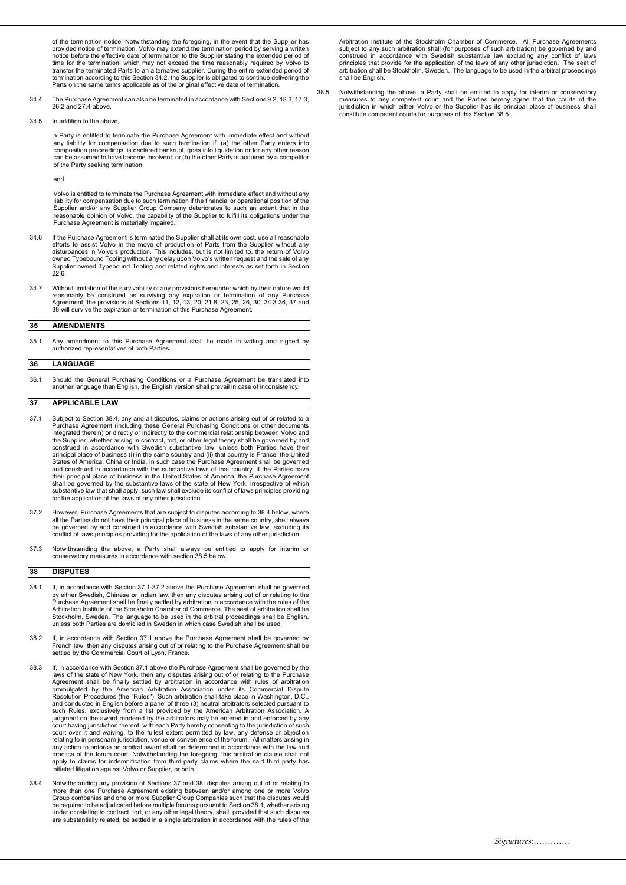of the termination notice. Notwithstanding the foregoing, in the event that the Supplier has provided notice of termination, Volvo may extend the termination period by serving a written notice before the effective date of termination to the Supplier stating the extended period of time for the termination, which may not exceed the time reasonably required by Volvo to transfer the terminated Parts to an alternative supplier. During the entire extended period of termination according to this Section 34.2, the Supplier is obligated to continue delivering the Parts on the same terms applicable as of the original effective date of termination.

34.4 The Purchase Agreement can also be terminated in accordance with Sections 9.2, 18.3, 17.3, 26.2 and 27.4 above.

34.5 In addition to the above,

a Party is entitled to terminate the Purchase Agreement with immediate effect and without any liability for compensation due to such termination if: (a) the other Party enters into composition proceedings, is declared bankrupt, goes into liquidation or for any other reason can be assumed to have become insolvent; or (b) the other Party is acquired by a competitor of the Party seeking termination

and

Volvo is entitled to terminate the Purchase Agreement with immediate effect and without any liability for compensation due to such termination if the financial or operational position of the Supplier and/or any Supplier Group Company deteriorates to such an extent that in the reasonable opinion of Volvo, the capability of the Supplier to fulfill its obligations under the Purchase Agreement is materially impaired.

34.6 If the Purchase Agreement is terminated the Supplier shall at its own cost, use all reasonable efforts to assist Volvo in the move of production of Parts from the Supplier without any disturbances in Volvo's production. This includes, but is not limited to, the return of Volvo owned Typebound Tooling without any delay upon Volvo's written request and the sale of any Supplier owned Typebound Tooling and related rights and interests as set forth in Section 22.6.

34.7 Without limitation of the survivability of any provisions hereunder which by their nature would reasonably be construed as surviving any expiration or termination of any Purchase Agreement, the provisions of Sections 11, 12, 13, 20, 21.8, 23, 25, 26, 30, 34.3 36, 37 and 38 will survive the expiration or termination of this Purchase Agreement.

## 35 AMENDMENTS

35.1 Any amendment to this Purchase Agreement shall be made in writing and signed by authorized representatives of both Parties.

## 36 LANGUAGE

36.1 Should the General Purchasing Conditions or a Purchase Agreement be translated into another language than English, the English version shall prevail in case of inconsistency.

## 37 APPLICABLE LAW

37.1 Subject to Section 38.4, any and all disputes, claims or actions arising out of or related to a Purchase Agreement (including these General Purchasing Conditions or other documents integrated therein) or directly or indirectly to the commercial relationship between Volvo and the Supplier, whether arising in contract, tort, or other legal theory shall be governed by and construed in accordance with Swedish substantive law, unless both Parties have their principal place of business (i) in the same country and (ii) that country is France, the United States of America, China or India. In such case the Purchase Agreement shall be governed and construed in accordance with the substantive laws of that country. If the Parties have their principal place of business in the United States of America, the Purchase Agreement shall be governed by the substantive laws of the state of New York. Irrespective of which substantive law that shall apply, such law shall exclude its conflict of laws principles providing for the application of the laws of any other jurisdiction.

37.2 However, Purchase Agreements that are subject to disputes according to 38.4 below, where all the Parties do not have their principal place of business in the same country, shall always be governed by and construed in accordance with Swedish substantive law, excluding its conflict of laws principles providing for the application of the laws of any other jurisdiction.

37.3 Notwithstanding the above, a Party shall always be entitled to apply for interim or conservatory measures in accordance with section 38.5 below.

## 38 DISPUTES

38.1 If, in accordance with Section 37.1-37.2 above the Purchase Agreement shall be governed by either Swedish, Chinese or Indian law, then any disputes arising out of or relating to the Purchase Agreement shall be finally settled by arbitration in accordance with the rules of the Arbitration Institute of the Stockholm Chamber of Commerce. The seat of arbitration shall be Stockholm, Sweden. The language to be used in the arbitral proceedings shall be English, unless both Parties are domiciled in Sweden in which case Swedish shall be used.

38.2 If, in accordance with Section 37.1 above the Purchase Agreement shall be governed by French law, then any disputes arising out of or relating to the Purchase Agreement shall be settled by the Commercial Court of Lyon, France.

38.3 If, in accordance with Section 37.1 above the Purchase Agreement shall be governed by the laws of the state of New York, then any disputes arising out of or relating to the Purchase Agreement shall be finally settled by arbitration in accordance with rules of arbitration promulgated by the American Arbitration Association under its Commercial Dispute Resolution Procedures (the "Rules"). Such arbitration shall take place in Washington, D.C., and conducted in English before a panel of three (3) neutral arbitrators selected pursuant to such Rules, exclusively from a list provided by the American Arbitration Association. A judgment on the award rendered by the arbitrators may be entered in and enforced by any court having jurisdiction thereof, with each Party hereby consenting to the jurisdiction of such court over it and waiving, to the fullest extent permitted by law, any defense or objection relating to in personam jurisdiction, venue or convenience of the forum. All matters arising in any action to enforce an arbitral award shall be determined in accordance with the law and practice of the forum court. Notwithstanding the foregoing, this arbitration clause shall not apply to claims for indemnification from third-party claims where the said third party has initiated litigation against Volvo or Supplier, or both.

38.4 Notwithstanding any provision of Sections 37 and 38, disputes arising out of or relating to more than one Purchase Agreement existing between and/or among one or more Volvo Group companies and one or more Supplier Group Companies such that the disputes would be required to be adjudicated before multiple forums pursuant to Section 38.1, whether arising under or relating to contract, tort, or any other legal theory, shall, provided that such disputes are substantially related, be settled in a single arbitration in accordance with the rules of the Arbitration Institute of the Stockholm Chamber of Commerce. All Purchase Agreements subject to any such arbitration shall (for purposes of such arbitration) be governed by and construed in accordance with Swedish substantive law excluding any conflict of laws principles that provide for the application of the laws of any other jurisdiction. The seat of arbitration shall be Stockholm, Sweden. The language to be used in the arbitral proceedings shall be English.

38.5 Notwithstanding the above, a Party shall be entitled to apply for interim or conservatory measures to any competent court and the Parties hereby agree that the courts of the jurisdiction in which either Volvo or the Supplier has its principal place of business shall constitute competent courts for purposes of this Section 38.5.

*Signatures:………….*